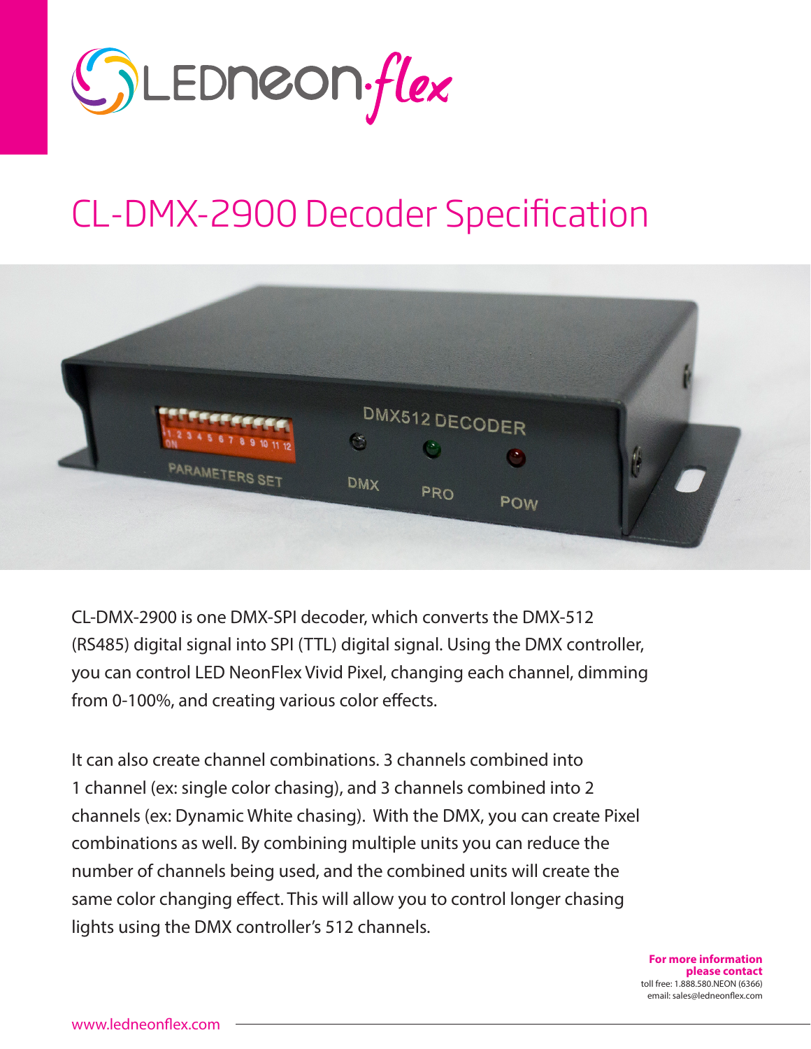LEDneon·flex

# CL-DMX-2900 Decoder Specification

CL-DMX-2900 is one DMX-SPI decoder, which converts the DMX-512 (RS485) digital signal into SPI (TTL) digital signal. Using the DMX controller, you can control LED NeonFlex Vivid Pixel, changing each channel, dimming from 0-100%, and creating various color effects.

It can also create channel combinations. 3 channels combined into 1 channel (ex: single color chasing), and 3 channels combined into 2 channels (ex: Dynamic White chasing). With the DMX, you can create Pixel combinations as well. By combining multiple units you can reduce the number of channels being used, and the combined units will create the same color changing effect. This will allow you to control longer chasing lights using the DMX controller's 512 channels.

**For more information please contact**
toll free: 1.888.580.NEON (6366)
email: sales@ledneonflex.com

www.ledneonflex.com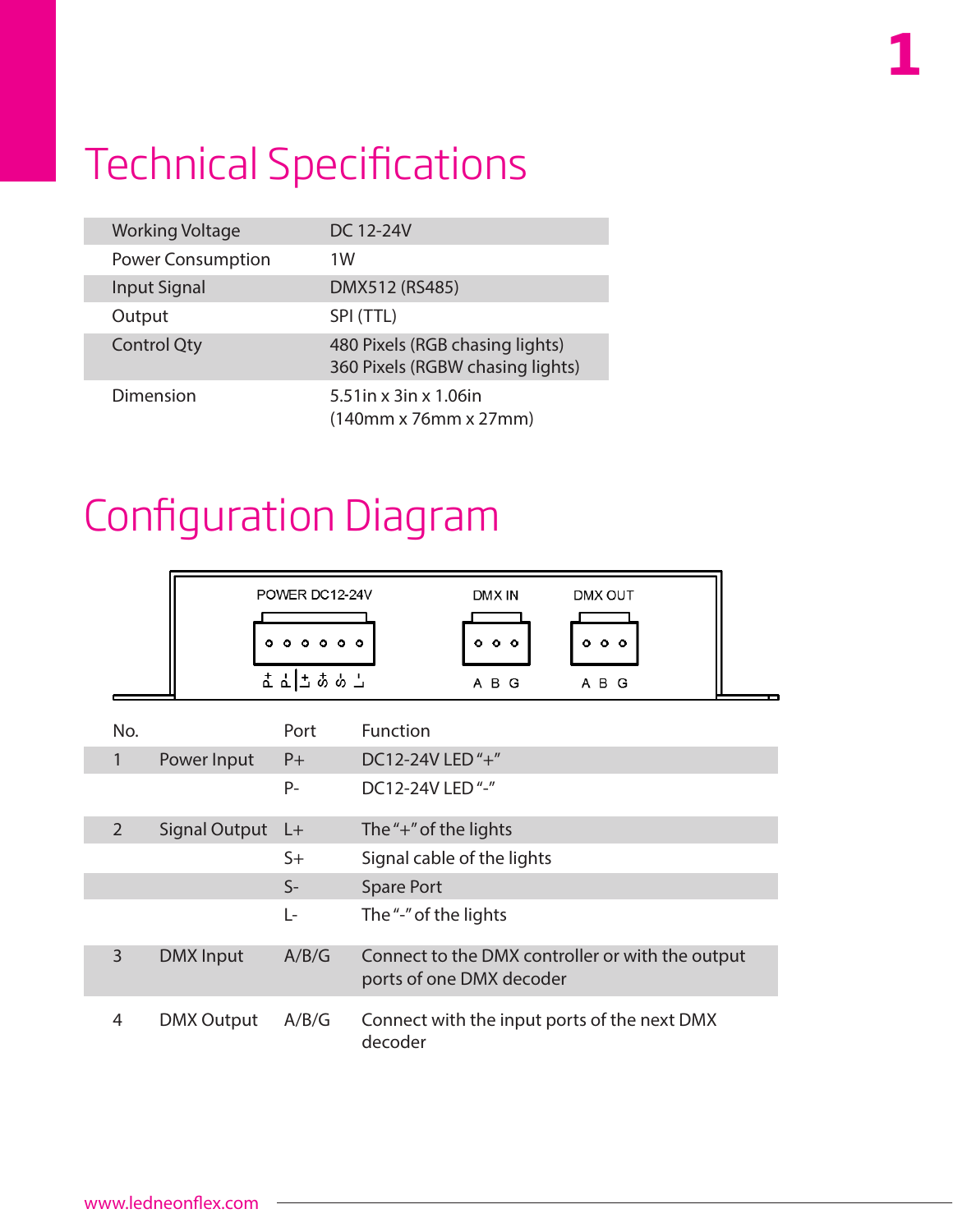# Technical Specifications

| | |
|---|---|
| Working Voltage | DC 12-24V |
| Power Consumption | 1W |
| Input Signal | DMX512 (RS485) |
| Output | SPI (TTL) |
| Control Qty | 480 Pixels (RGB chasing lights)<br>360 Pixels (RGBW chasing lights) |
| Dimension | 5.51in x 3in x 1.06in<br>(140mm x 76mm x 27mm) |

# Configuration Diagram

POWER DC12-24V — P+ P- L+ S+ S- L-

DMX IN — A B G

DMX OUT — A B G

| No. | | Port | Function |
|---|---|---|---|
| 1 | Power Input | P+ | DC12-24V LED "+" |
| | | P- | DC12-24V LED "-" |
| 2 | Signal Output | L+ | The "+" of the lights |
| | | S+ | Signal cable of the lights |
| | | S- | Spare Port |
| | | L- | The "-" of the lights |
| 3 | DMX Input | A/B/G | Connect to the DMX controller or with the output ports of one DMX decoder |
| 4 | DMX Output | A/B/G | Connect with the input ports of the next DMX decoder |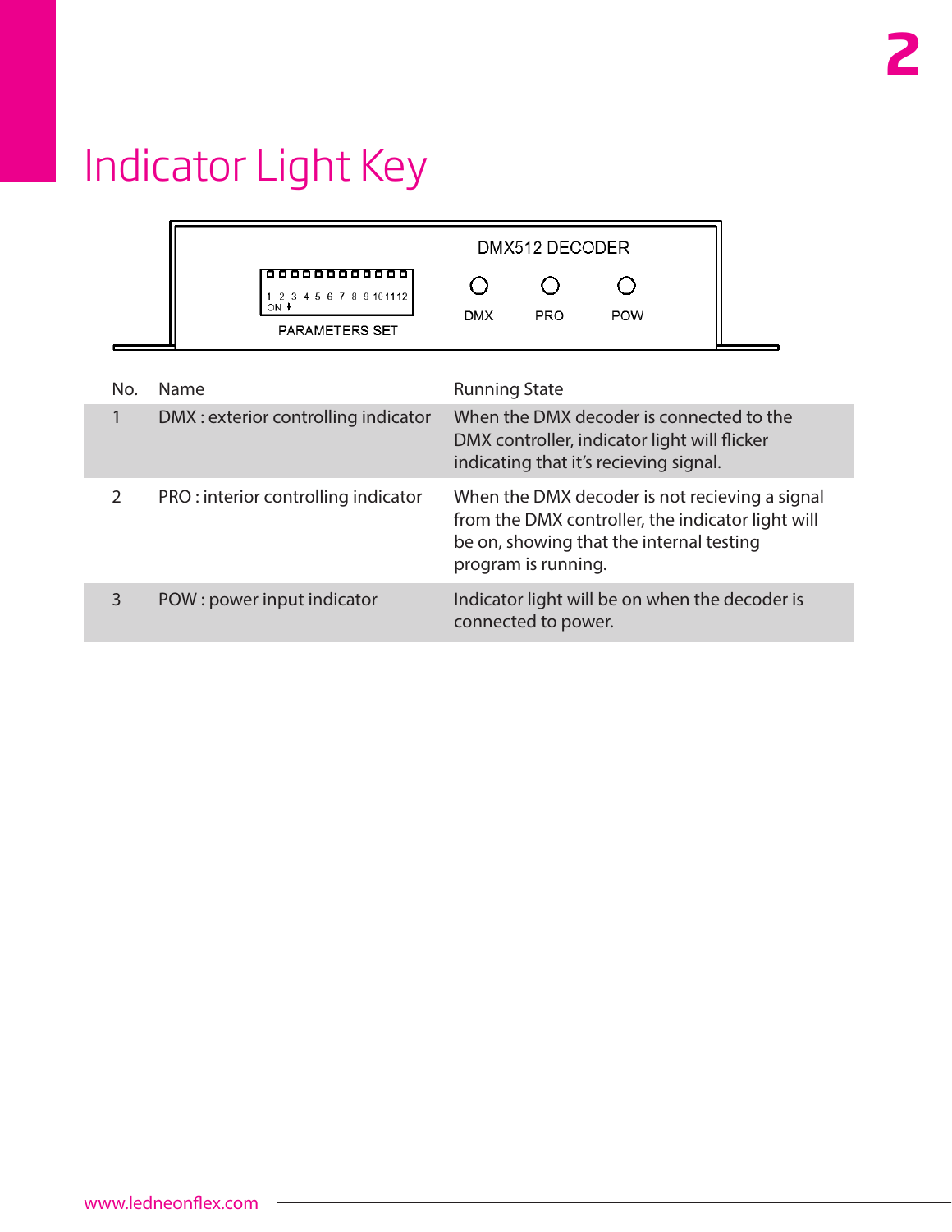# Indicator Light Key

DMX512 DECODER

1 2 3 4 5 6 7 8 9 10 11 12
ON

PARAMETERS SET

DMX PRO POW

| No. | Name | Running State |
|---|---|---|
| 1 | DMX : exterior controlling indicator | When the DMX decoder is connected to the DMX controller, indicator light will flicker indicating that it's recieving signal. |
| 2 | PRO : interior controlling indicator | When the DMX decoder is not recieving a signal from the DMX controller, the indicator light will be on, showing that the internal testing program is running. |
| 3 | POW : power input indicator | Indicator light will be on when the decoder is connected to power. |

www.ledneonflex.com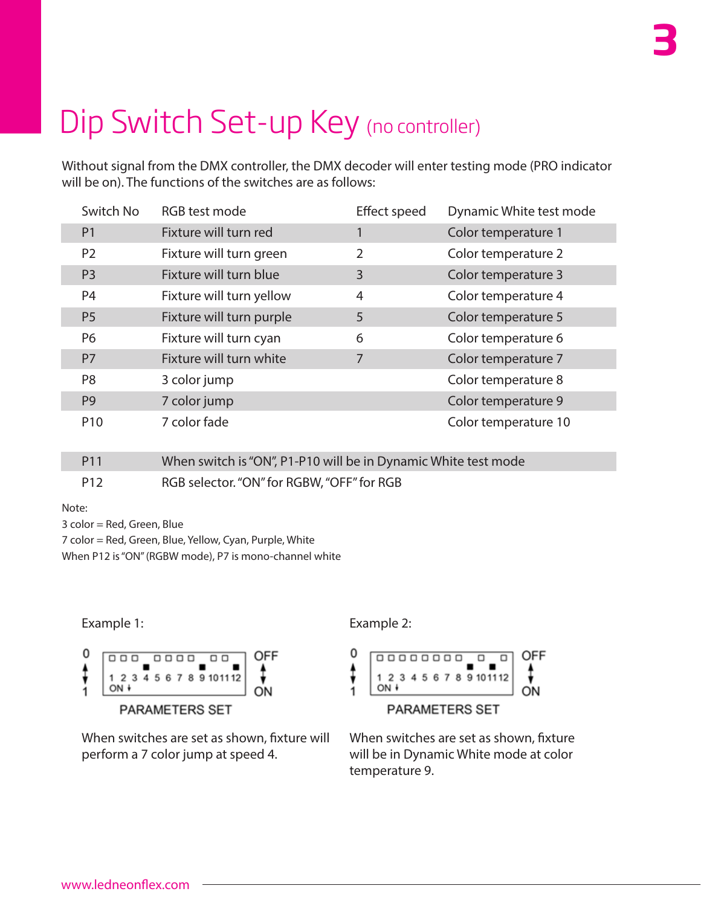# Dip Switch Set-up Key (no controller)

Without signal from the DMX controller, the DMX decoder will enter testing mode (PRO indicator will be on). The functions of the switches are as follows:

| Switch No | RGB test mode | Effect speed | Dynamic White test mode |
|---|---|---|---|
| P1 | Fixture will turn red | 1 | Color temperature 1 |
| P2 | Fixture will turn green | 2 | Color temperature 2 |
| P3 | Fixture will turn blue | 3 | Color temperature 3 |
| P4 | Fixture will turn yellow | 4 | Color temperature 4 |
| P5 | Fixture will turn purple | 5 | Color temperature 5 |
| P6 | Fixture will turn cyan | 6 | Color temperature 6 |
| P7 | Fixture will turn white | 7 | Color temperature 7 |
| P8 | 3 color jump | | Color temperature 8 |
| P9 | 7 color jump | | Color temperature 9 |
| P10 | 7 color fade | | Color temperature 10 |

| | |
|---|---|
| P11 | When switch is "ON", P1-P10 will be in Dynamic White test mode |
| P12 | RGB selector. "ON" for RGBW, "OFF" for RGB |

Note:
3 color = Red, Green, Blue
7 color = Red, Green, Blue, Yellow, Cyan, Purple, White
When P12 is "ON" (RGBW mode), P7 is mono-channel white

Example 1:

0 / 1 — 1 2 3 4 5 6 7 8 9 10 11 12 — ON — OFF / ON

PARAMETERS SET

When switches are set as shown, fixture will perform a 7 color jump at speed 4.

Example 2:

0 / 1 — 1 2 3 4 5 6 7 8 9 10 11 12 — ON — OFF / ON

PARAMETERS SET

When switches are set as shown, fixture will be in Dynamic White mode at color temperature 9.

www.ledneonflex.com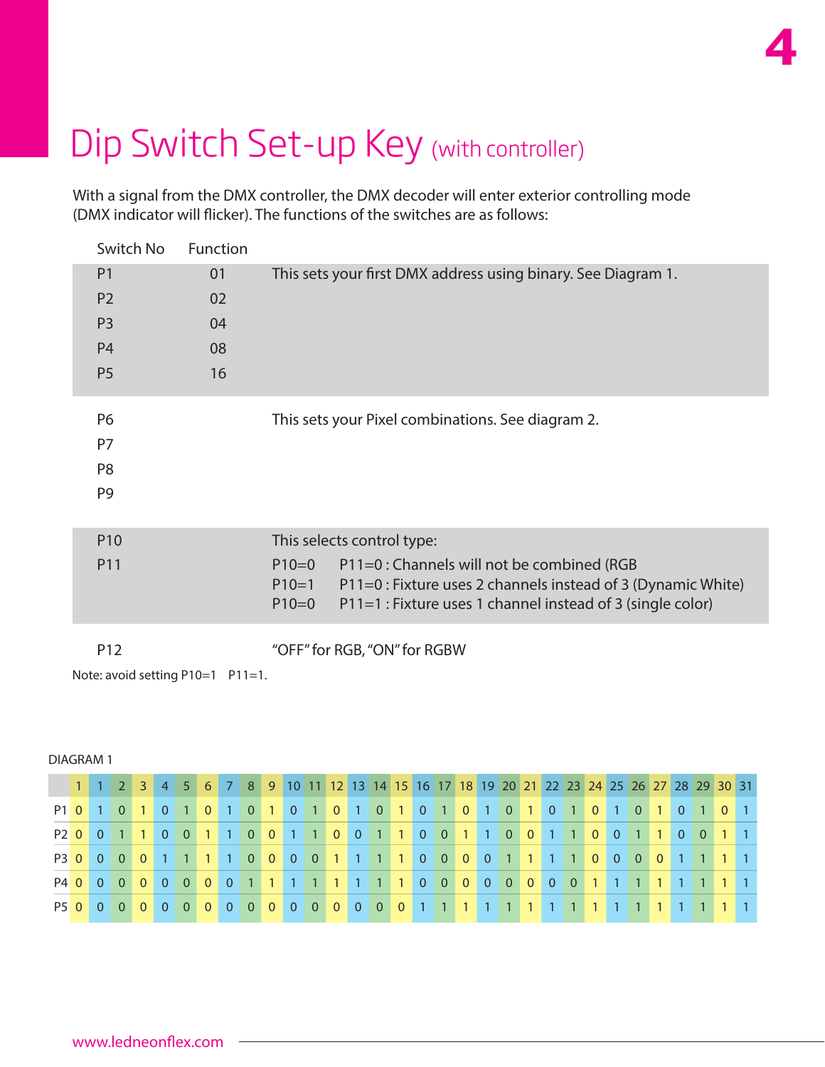# Dip Switch Set-up Key (with controller)

With a signal from the DMX controller, the DMX decoder will enter exterior controlling mode (DMX indicator will flicker). The functions of the switches are as follows:

| Switch No | Function | |
|---|---|---|
| P1 | 01 | This sets your first DMX address using binary. See Diagram 1. |
| P2 | 02 | |
| P3 | 04 | |
| P4 | 08 | |
| P5 | 16 | |
| P6 | | This sets your Pixel combinations. See diagram 2. |
| P7 | | |
| P8 | | |
| P9 | | |
| P10 | | This selects control type: |
| P11 | | P10=0 P11=0 : Channels will not be combined (RGB<br>P10=1 P11=0 : Fixture uses 2 channels instead of 3 (Dynamic White)<br>P10=0 P11=1 : Fixture uses 1 channel instead of 3 (single color) |
| P12 | | "OFF" for RGB, "ON" for RGBW |

Note: avoid setting P10=1 P11=1.

DIAGRAM 1

| | 1 | 1 | 2 | 3 | 4 | 5 | 6 | 7 | 8 | 9 | 10 | 11 | 12 | 13 | 14 | 15 | 16 | 17 | 18 | 19 | 20 | 21 | 22 | 23 | 24 | 25 | 26 | 27 | 28 | 29 | 30 | 31 |
|---|---|---|---|---|---|---|---|---|---|---|---|---|---|---|---|---|---|---|---|---|---|---|---|---|---|---|---|---|---|---|---|---|
| P1 | 0 | 1 | 0 | 1 | 0 | 1 | 0 | 1 | 0 | 1 | 0 | 1 | 0 | 1 | 0 | 1 | 0 | 1 | 0 | 1 | 0 | 1 | 0 | 1 | 0 | 1 | 0 | 1 | 0 | 1 | 0 | 1 |
| P2 | 0 | 0 | 1 | 1 | 0 | 0 | 1 | 1 | 0 | 0 | 1 | 1 | 0 | 0 | 1 | 1 | 0 | 0 | 1 | 1 | 0 | 0 | 1 | 1 | 0 | 0 | 1 | 1 | 0 | 0 | 1 | 1 |
| P3 | 0 | 0 | 0 | 0 | 1 | 1 | 1 | 1 | 0 | 0 | 0 | 0 | 1 | 1 | 1 | 1 | 0 | 0 | 0 | 0 | 1 | 1 | 1 | 1 | 0 | 0 | 0 | 0 | 1 | 1 | 1 | 1 |
| P4 | 0 | 0 | 0 | 0 | 0 | 0 | 0 | 0 | 1 | 1 | 1 | 1 | 1 | 1 | 1 | 1 | 0 | 0 | 0 | 0 | 0 | 0 | 0 | 0 | 1 | 1 | 1 | 1 | 1 | 1 | 1 | 1 |
| P5 | 0 | 0 | 0 | 0 | 0 | 0 | 0 | 0 | 0 | 0 | 0 | 0 | 0 | 0 | 0 | 0 | 1 | 1 | 1 | 1 | 1 | 1 | 1 | 1 | 1 | 1 | 1 | 1 | 1 | 1 | 1 | 1 |

www.ledneonflex.com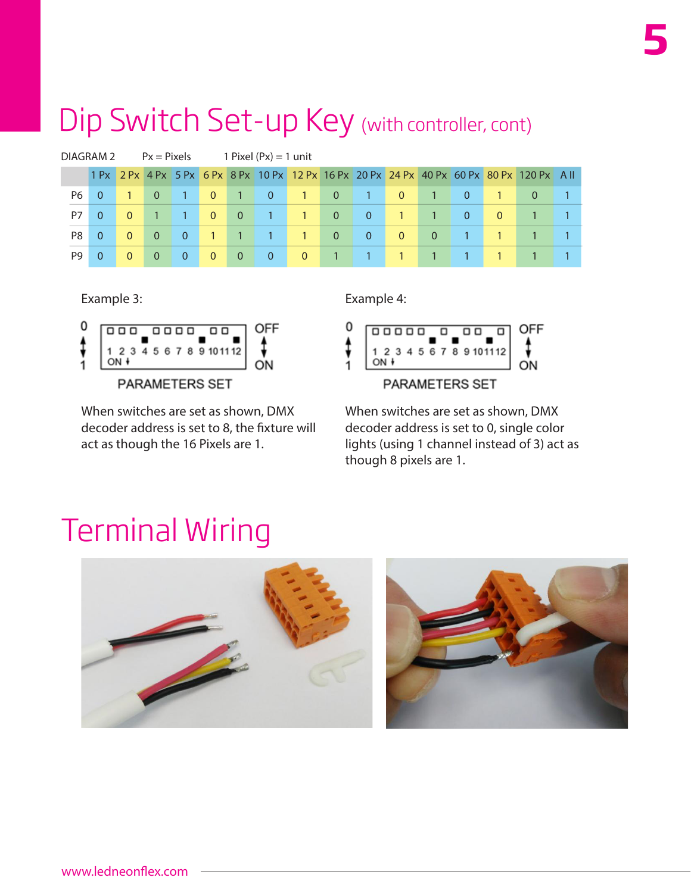# Dip Switch Set-up Key (with controller, cont)

DIAGRAM 2 Px = Pixels 1 Pixel (Px) = 1 unit

| | 1 Px | 2 Px | 4 Px | 5 Px | 6 Px | 8 Px | 10 Px | 12 Px | 16 Px | 20 Px | 24 Px | 40 Px | 60 Px | 80 Px | 120 Px | A ll |
|---|---|---|---|---|---|---|---|---|---|---|---|---|---|---|---|---|
| P6 | 0 | 1 | 0 | 1 | 0 | 1 | 0 | 1 | 0 | 1 | 0 | 1 | 0 | 1 | 0 | 1 |
| P7 | 0 | 0 | 1 | 1 | 0 | 0 | 1 | 1 | 0 | 0 | 1 | 1 | 0 | 0 | 1 | 1 |
| P8 | 0 | 0 | 0 | 0 | 1 | 1 | 1 | 1 | 0 | 0 | 0 | 0 | 1 | 1 | 1 | 1 |
| P9 | 0 | 0 | 0 | 0 | 0 | 0 | 0 | 0 | 1 | 1 | 1 | 1 | 1 | 1 | 1 | 1 |

Example 3:

PARAMETERS SET

When switches are set as shown, DMX decoder address is set to 8, the fixture will act as though the 16 Pixels are 1.

Example 4:

PARAMETERS SET

When switches are set as shown, DMX decoder address is set to 0, single color lights (using 1 channel instead of 3) act as though 8 pixels are 1.

# Terminal Wiring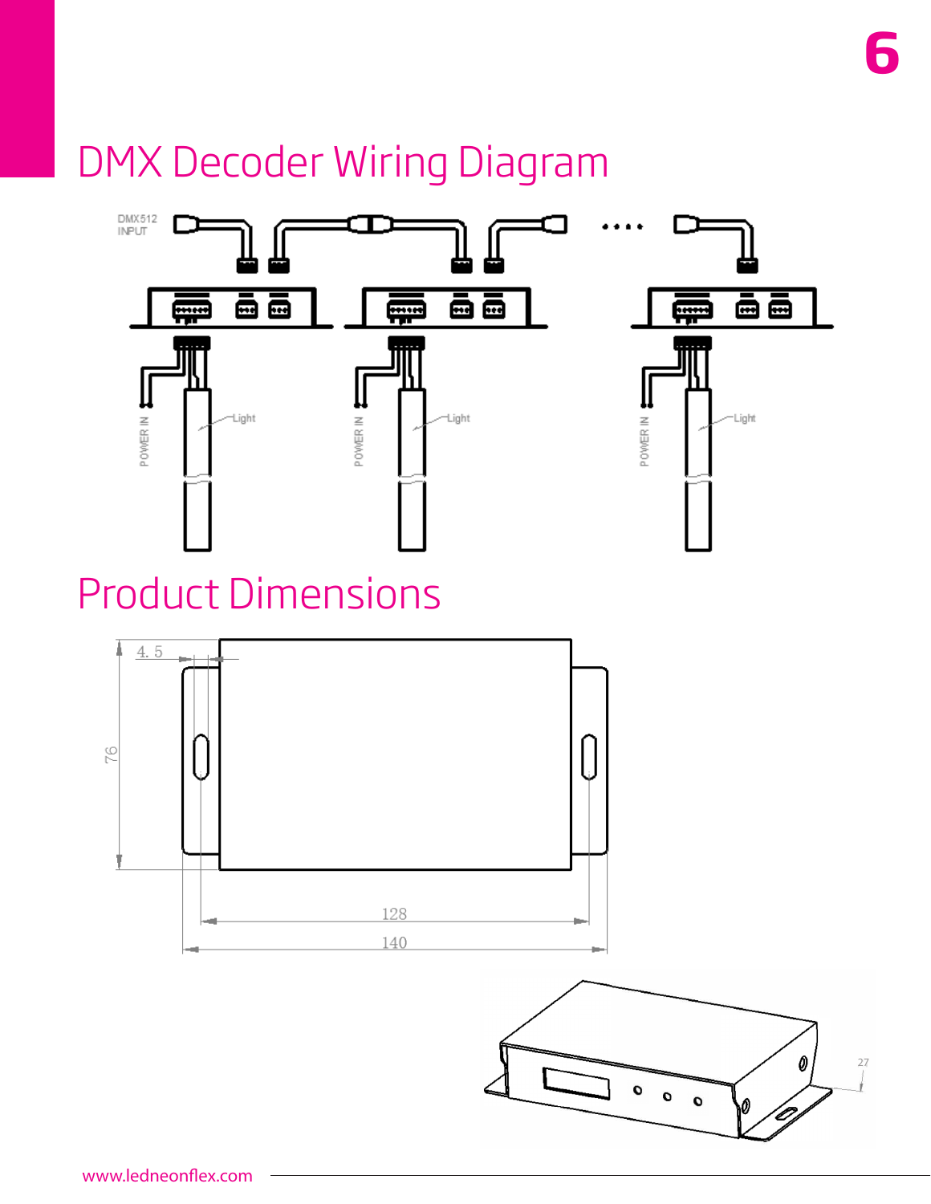# DMX Decoder Wiring Diagram

DMX512
INPUT

POWER IN
Light

POWER IN
Light

POWER IN
Light

# Product Dimensions

4.5

76

128

140

27